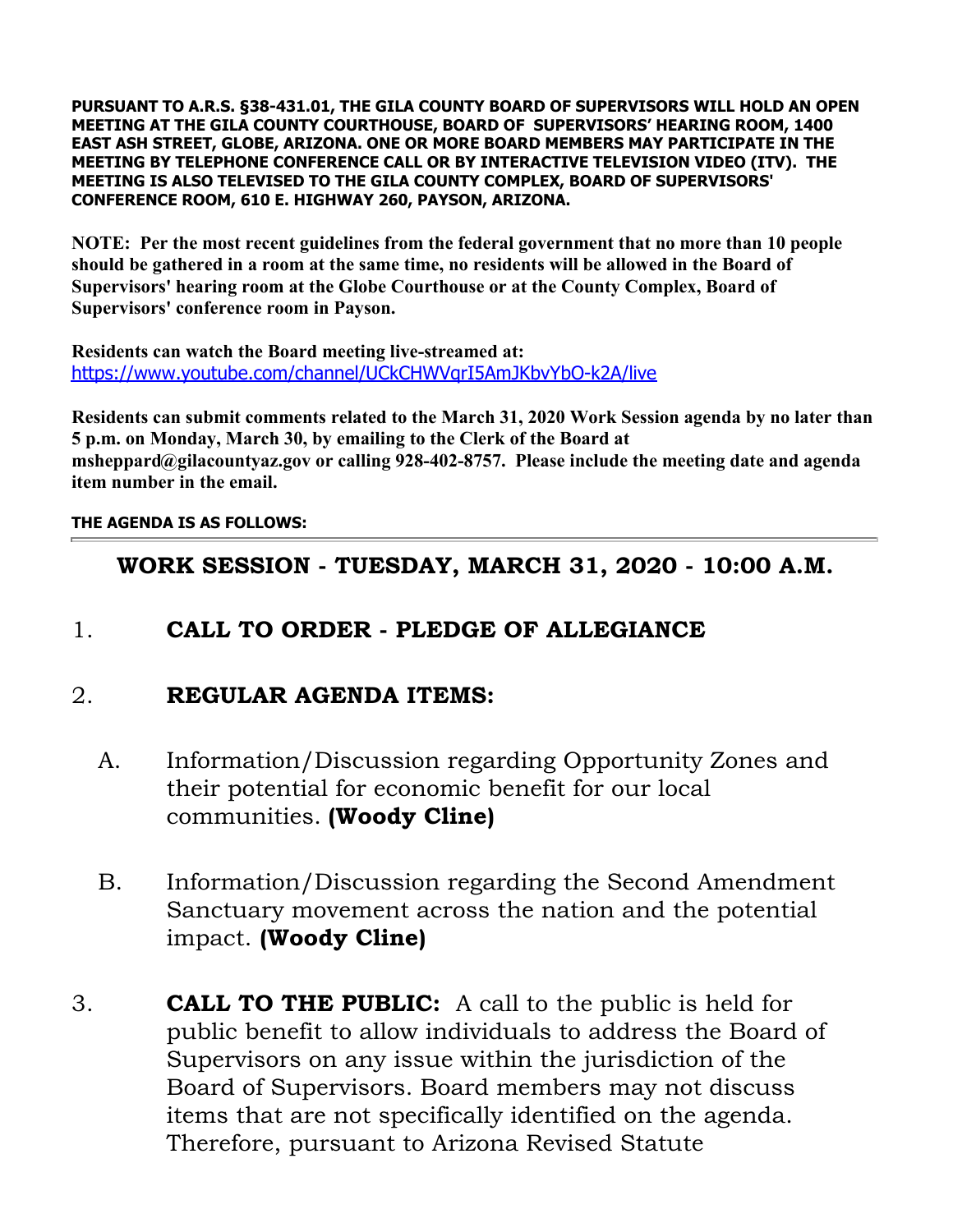**PURSUANT TO A.R.S. §38-431.01, THE GILA COUNTY BOARD OF SUPERVISORS WILL HOLD AN OPEN MEETING AT THE GILA COUNTY COURTHOUSE, BOARD OF SUPERVISORS' HEARING ROOM, 1400 EAST ASH STREET, GLOBE, ARIZONA. ONE OR MORE BOARD MEMBERS MAY PARTICIPATE IN THE MEETING BY TELEPHONE CONFERENCE CALL OR BY INTERACTIVE TELEVISION VIDEO (ITV). THE MEETING IS ALSO TELEVISED TO THE GILA COUNTY COMPLEX, BOARD OF SUPERVISORS' CONFERENCE ROOM, 610 E. HIGHWAY 260, PAYSON, ARIZONA.**

**NOTE: Per the most recent guidelines from the federal government that no more than 10 people should be gathered in a room at the same time, no residents will be allowed in the Board of Supervisors' hearing room at the Globe Courthouse or at the County Complex, Board of Supervisors' conference room in Payson.**

**Residents can watch the Board meeting live-streamed at:**
https://www.youtube.com/channel/UCkCHWVqrI5AmJKbvYbO-k2A/live

**Residents can submit comments related to the March 31, 2020 Work Session agenda by no later than 5 p.m. on Monday, March 30, by emailing to the Clerk of the Board at msheppard@gilacountyaz.gov or calling 928-402-8757. Please include the meeting date and agenda item number in the email.**

**THE AGENDA IS AS FOLLOWS:**

---

## WORK SESSION - TUESDAY, MARCH 31, 2020 - 10:00 A.M.

1. **CALL TO ORDER - PLEDGE OF ALLEGIANCE**

2. **REGULAR AGENDA ITEMS:**

   A. Information/Discussion regarding Opportunity Zones and their potential for economic benefit for our local communities. **(Woody Cline)**

   B. Information/Discussion regarding the Second Amendment Sanctuary movement across the nation and the potential impact. **(Woody Cline)**

3. **CALL TO THE PUBLIC:** A call to the public is held for public benefit to allow individuals to address the Board of Supervisors on any issue within the jurisdiction of the Board of Supervisors. Board members may not discuss items that are not specifically identified on the agenda. Therefore, pursuant to Arizona Revised Statute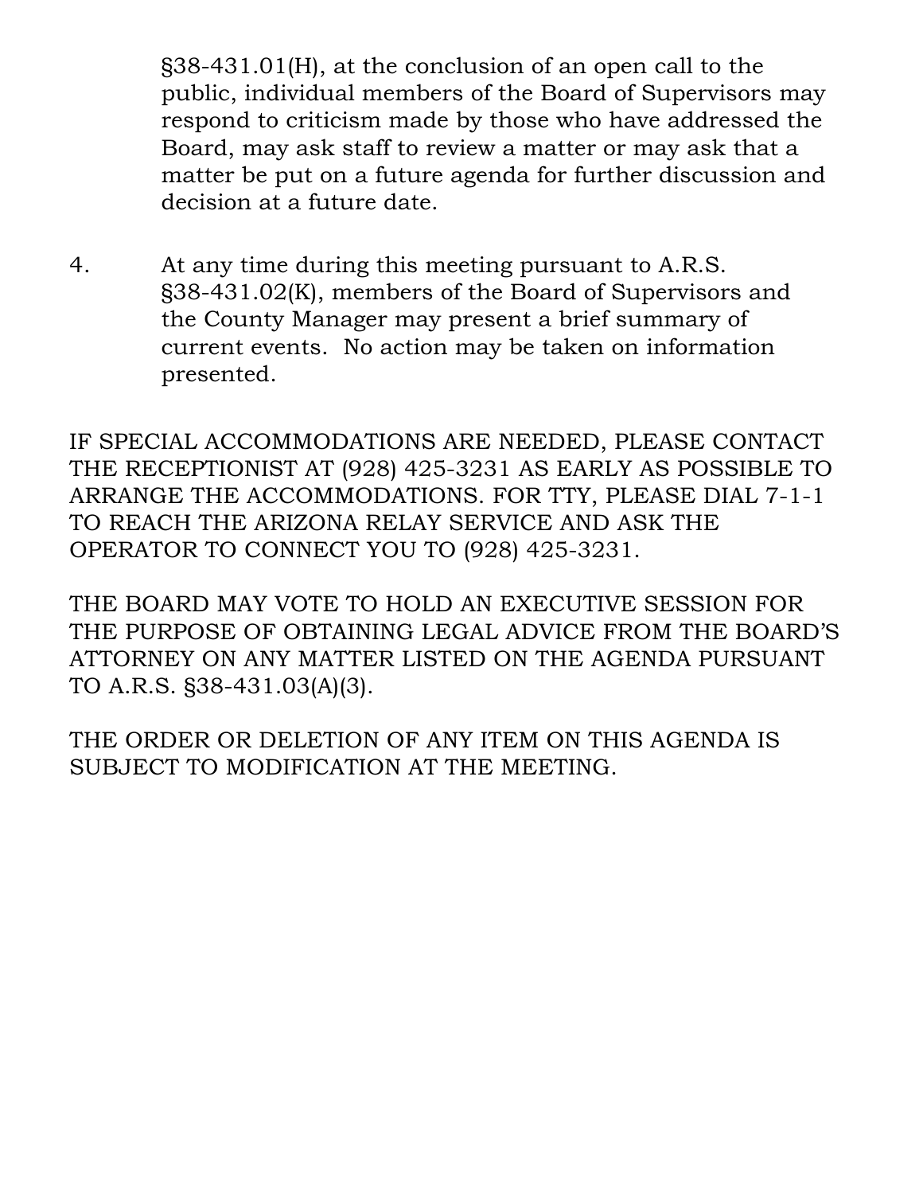§38-431.01(H), at the conclusion of an open call to the public, individual members of the Board of Supervisors may respond to criticism made by those who have addressed the Board, may ask staff to review a matter or may ask that a matter be put on a future agenda for further discussion and decision at a future date.

4. At any time during this meeting pursuant to A.R.S. §38-431.02(K), members of the Board of Supervisors and the County Manager may present a brief summary of current events. No action may be taken on information presented.

IF SPECIAL ACCOMMODATIONS ARE NEEDED, PLEASE CONTACT THE RECEPTIONIST AT (928) 425-3231 AS EARLY AS POSSIBLE TO ARRANGE THE ACCOMMODATIONS. FOR TTY, PLEASE DIAL 7-1-1 TO REACH THE ARIZONA RELAY SERVICE AND ASK THE OPERATOR TO CONNECT YOU TO (928) 425-3231.

THE BOARD MAY VOTE TO HOLD AN EXECUTIVE SESSION FOR THE PURPOSE OF OBTAINING LEGAL ADVICE FROM THE BOARD'S ATTORNEY ON ANY MATTER LISTED ON THE AGENDA PURSUANT TO A.R.S. §38-431.03(A)(3).

THE ORDER OR DELETION OF ANY ITEM ON THIS AGENDA IS SUBJECT TO MODIFICATION AT THE MEETING.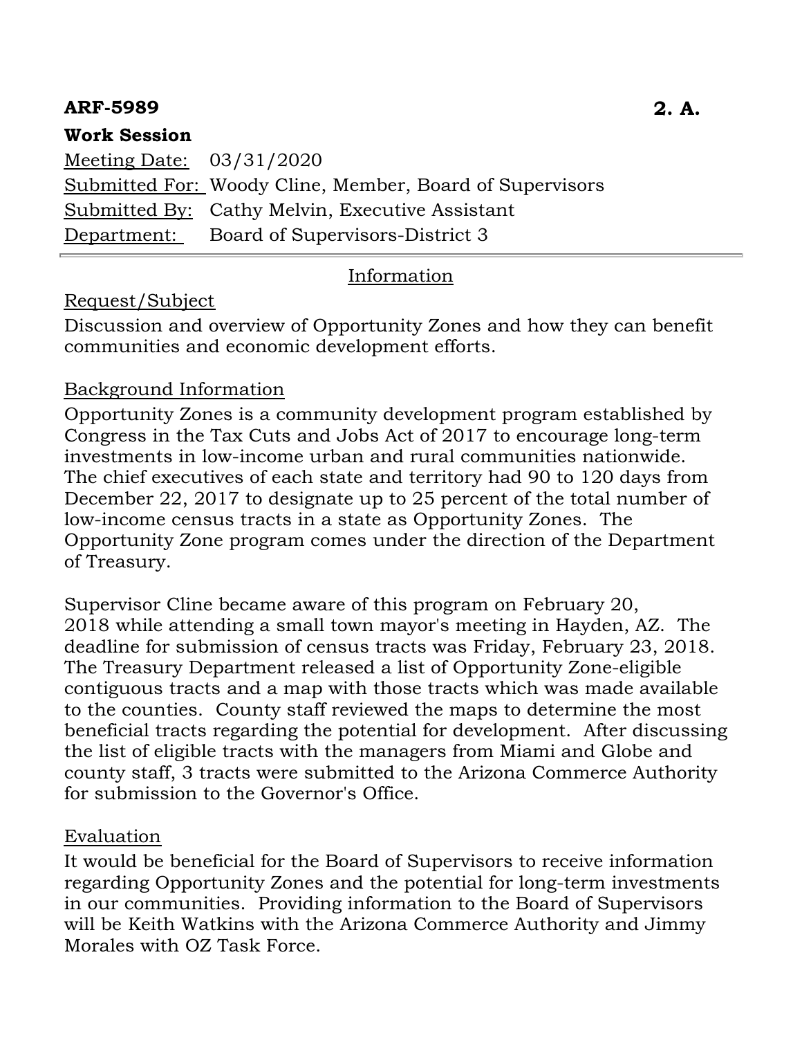**ARF-5989** **2. A.**

**Work Session**

Meeting Date: 03/31/2020

Submitted For: Woody Cline, Member, Board of Supervisors

Submitted By: Cathy Melvin, Executive Assistant

Department: Board of Supervisors-District 3

---

## Information

### Request/Subject

Discussion and overview of Opportunity Zones and how they can benefit communities and economic development efforts.

### Background Information

Opportunity Zones is a community development program established by Congress in the Tax Cuts and Jobs Act of 2017 to encourage long-term investments in low-income urban and rural communities nationwide. The chief executives of each state and territory had 90 to 120 days from December 22, 2017 to designate up to 25 percent of the total number of low-income census tracts in a state as Opportunity Zones. The Opportunity Zone program comes under the direction of the Department of Treasury.

Supervisor Cline became aware of this program on February 20, 2018 while attending a small town mayor's meeting in Hayden, AZ. The deadline for submission of census tracts was Friday, February 23, 2018. The Treasury Department released a list of Opportunity Zone-eligible contiguous tracts and a map with those tracts which was made available to the counties. County staff reviewed the maps to determine the most beneficial tracts regarding the potential for development. After discussing the list of eligible tracts with the managers from Miami and Globe and county staff, 3 tracts were submitted to the Arizona Commerce Authority for submission to the Governor's Office.

### Evaluation

It would be beneficial for the Board of Supervisors to receive information regarding Opportunity Zones and the potential for long-term investments in our communities. Providing information to the Board of Supervisors will be Keith Watkins with the Arizona Commerce Authority and Jimmy Morales with OZ Task Force.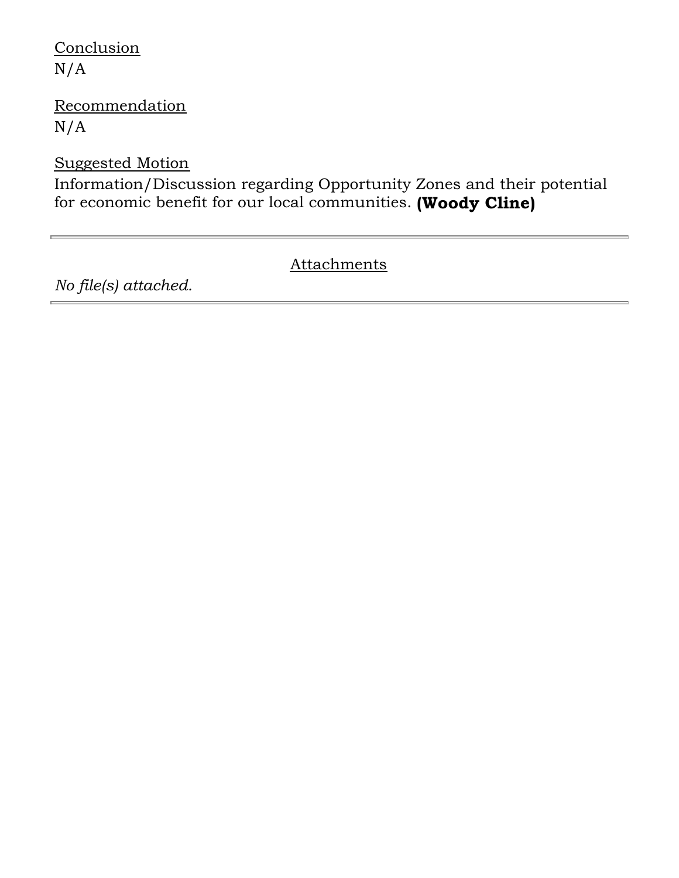Conclusion

N/A

Recommendation

N/A

Suggested Motion

Information/Discussion regarding Opportunity Zones and their potential for economic benefit for our local communities. **(Woody Cline)**

---

Attachments

*No file(s) attached.*

---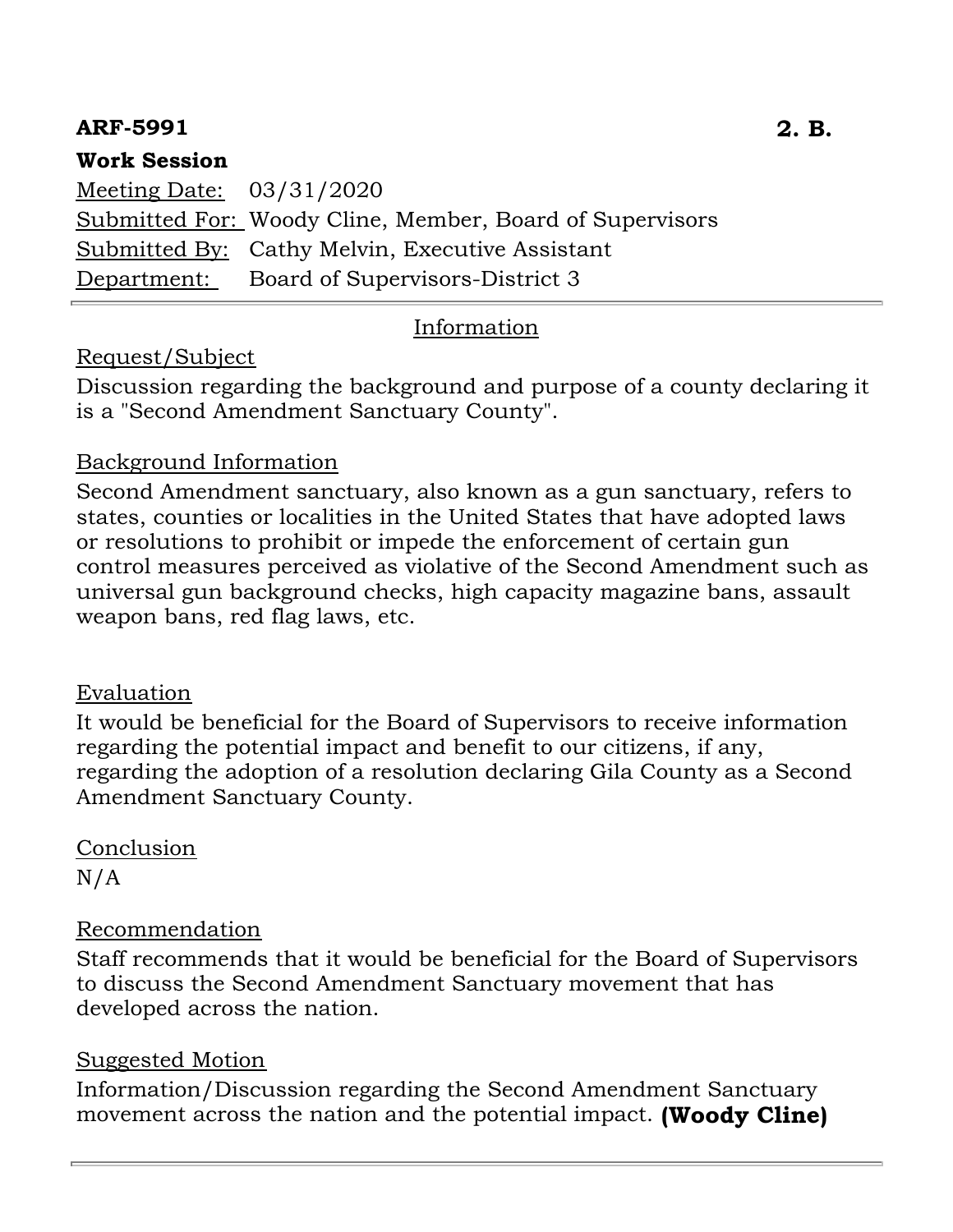**ARF-5991** **2. B.**

**Work Session**

Meeting Date: 03/31/2020
Submitted For: Woody Cline, Member, Board of Supervisors
Submitted By: Cathy Melvin, Executive Assistant
Department: Board of Supervisors-District 3

---

## Information

### Request/Subject

Discussion regarding the background and purpose of a county declaring it is a "Second Amendment Sanctuary County".

### Background Information

Second Amendment sanctuary, also known as a gun sanctuary, refers to states, counties or localities in the United States that have adopted laws or resolutions to prohibit or impede the enforcement of certain gun control measures perceived as violative of the Second Amendment such as universal gun background checks, high capacity magazine bans, assault weapon bans, red flag laws, etc.

### Evaluation

It would be beneficial for the Board of Supervisors to receive information regarding the potential impact and benefit to our citizens, if any, regarding the adoption of a resolution declaring Gila County as a Second Amendment Sanctuary County.

### Conclusion

N/A

### Recommendation

Staff recommends that it would be beneficial for the Board of Supervisors to discuss the Second Amendment Sanctuary movement that has developed across the nation.

### Suggested Motion

Information/Discussion regarding the Second Amendment Sanctuary movement across the nation and the potential impact. **(Woody Cline)**

---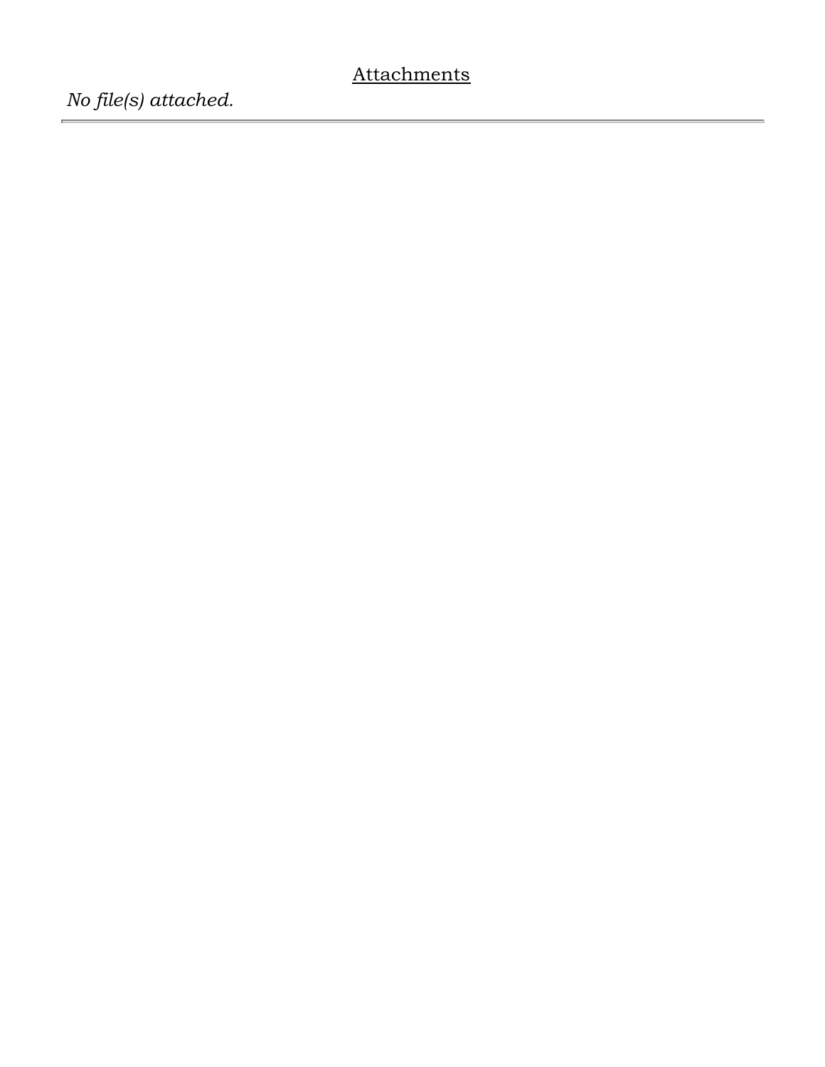## Attachments

*No file(s) attached.*

---